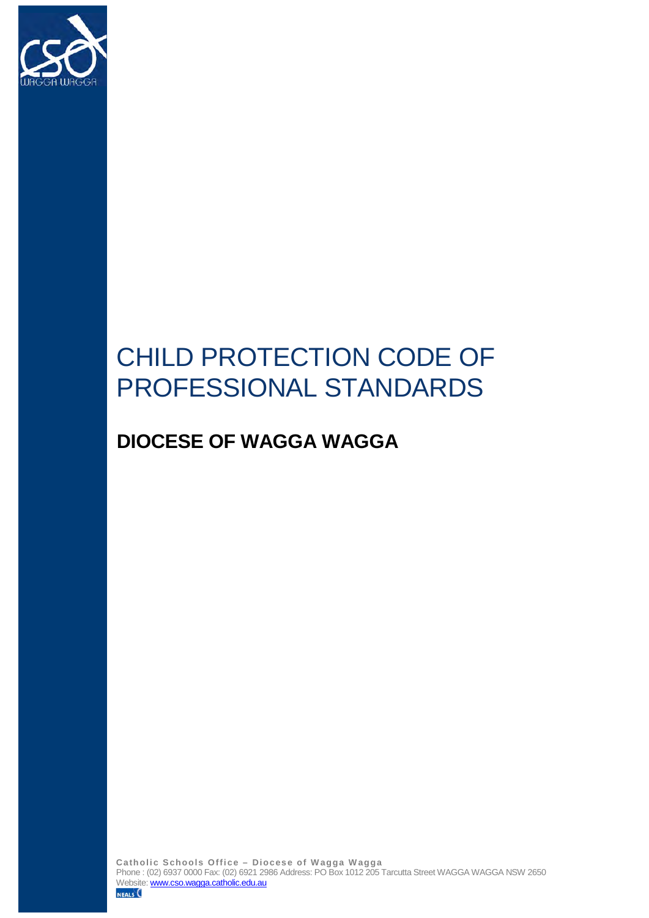# CHILD PROTECTION CODE OF PROFESSIONAL STANDARDS

## DIOCESE OF WAGGA WAGGA

**Catholic Schools Office – Diocese of Wagga Wagga**
Phone : (02) 6937 0000 Fax: (02) 6921 2986 Address: PO Box 1012 205 Tarcutta Street WAGGA WAGGA NSW 2650
Website: www.cso.wagga.catholic.edu.au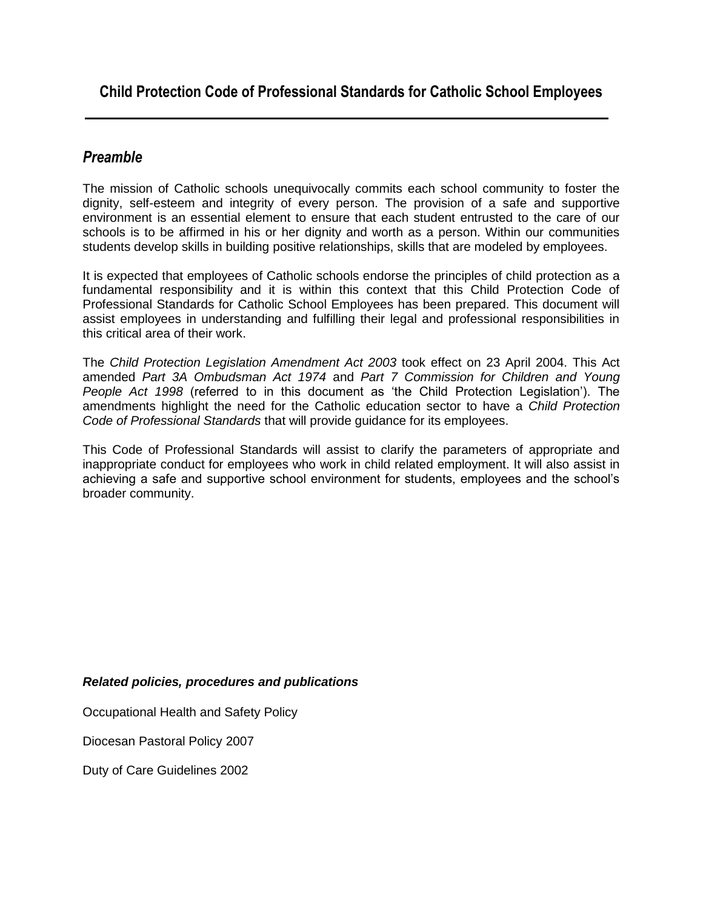## Child Protection Code of Professional Standards for Catholic School Employees

---

### *Preamble*

The mission of Catholic schools unequivocally commits each school community to foster the dignity, self-esteem and integrity of every person. The provision of a safe and supportive environment is an essential element to ensure that each student entrusted to the care of our schools is to be affirmed in his or her dignity and worth as a person. Within our communities students develop skills in building positive relationships, skills that are modeled by employees.

It is expected that employees of Catholic schools endorse the principles of child protection as a fundamental responsibility and it is within this context that this Child Protection Code of Professional Standards for Catholic School Employees has been prepared. This document will assist employees in understanding and fulfilling their legal and professional responsibilities in this critical area of their work.

The *Child Protection Legislation Amendment Act 2003* took effect on 23 April 2004. This Act amended *Part 3A Ombudsman Act 1974* and *Part 7 Commission for Children and Young People Act 1998* (referred to in this document as 'the Child Protection Legislation'). The amendments highlight the need for the Catholic education sector to have a *Child Protection Code of Professional Standards* that will provide guidance for its employees.

This Code of Professional Standards will assist to clarify the parameters of appropriate and inappropriate conduct for employees who work in child related employment. It will also assist in achieving a safe and supportive school environment for students, employees and the school's broader community.

***Related policies, procedures and publications***

Occupational Health and Safety Policy

Diocesan Pastoral Policy 2007

Duty of Care Guidelines 2002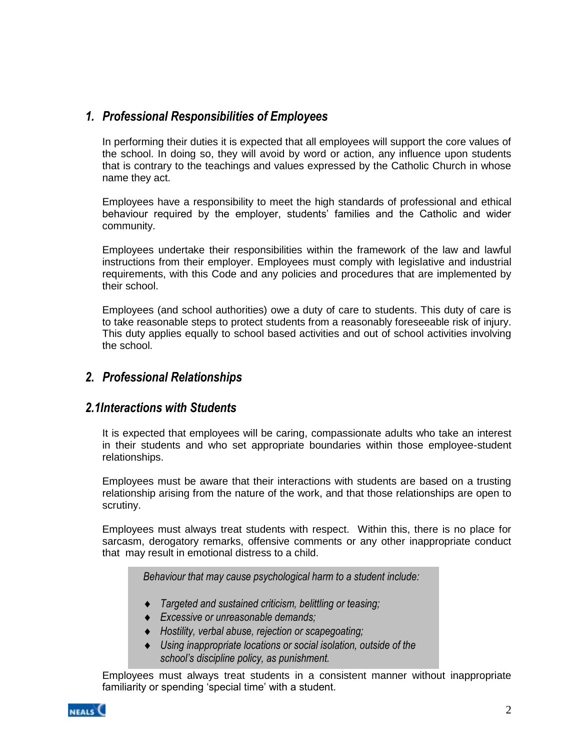## *1. Professional Responsibilities of Employees*

In performing their duties it is expected that all employees will support the core values of the school. In doing so, they will avoid by word or action, any influence upon students that is contrary to the teachings and values expressed by the Catholic Church in whose name they act.

Employees have a responsibility to meet the high standards of professional and ethical behaviour required by the employer, students' families and the Catholic and wider community.

Employees undertake their responsibilities within the framework of the law and lawful instructions from their employer. Employees must comply with legislative and industrial requirements, with this Code and any policies and procedures that are implemented by their school.

Employees (and school authorities) owe a duty of care to students. This duty of care is to take reasonable steps to protect students from a reasonably foreseeable risk of injury. This duty applies equally to school based activities and out of school activities involving the school.

## *2. Professional Relationships*

### *2.1Interactions with Students*

It is expected that employees will be caring, compassionate adults who take an interest in their students and who set appropriate boundaries within those employee-student relationships.

Employees must be aware that their interactions with students are based on a trusting relationship arising from the nature of the work, and that those relationships are open to scrutiny.

Employees must always treat students with respect. Within this, there is no place for sarcasm, derogatory remarks, offensive comments or any other inappropriate conduct that may result in emotional distress to a child.

> *Behaviour that may cause psychological harm to a student include:*
>
> - *Targeted and sustained criticism, belittling or teasing;*
> - *Excessive or unreasonable demands;*
> - *Hostility, verbal abuse, rejection or scapegoating;*
> - *Using inappropriate locations or social isolation, outside of the school's discipline policy, as punishment.*

Employees must always treat students in a consistent manner without inappropriate familiarity or spending 'special time' with a student.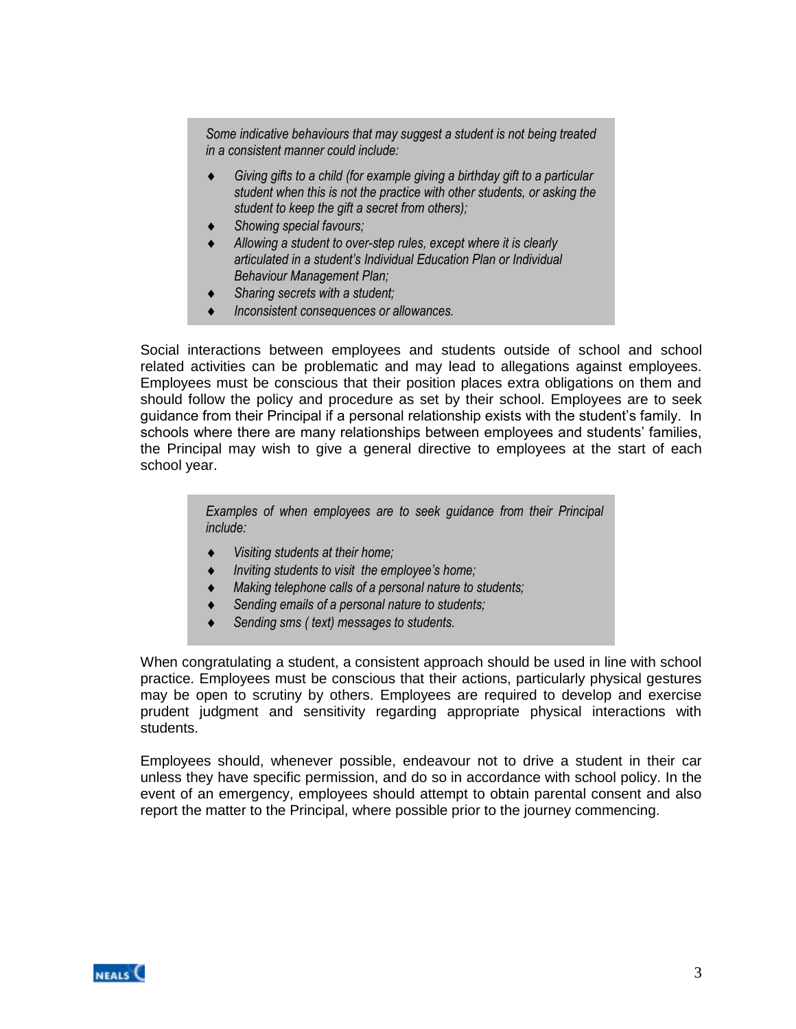*Some indicative behaviours that may suggest a student is not being treated in a consistent manner could include:*

- *Giving gifts to a child (for example giving a birthday gift to a particular student when this is not the practice with other students, or asking the student to keep the gift a secret from others);*
- *Showing special favours;*
- *Allowing a student to over-step rules, except where it is clearly articulated in a student's Individual Education Plan or Individual Behaviour Management Plan;*
- *Sharing secrets with a student;*
- *Inconsistent consequences or allowances.*

Social interactions between employees and students outside of school and school related activities can be problematic and may lead to allegations against employees. Employees must be conscious that their position places extra obligations on them and should follow the policy and procedure as set by their school. Employees are to seek guidance from their Principal if a personal relationship exists with the student's family. In schools where there are many relationships between employees and students' families, the Principal may wish to give a general directive to employees at the start of each school year.

*Examples of when employees are to seek guidance from their Principal include:*

- *Visiting students at their home;*
- *Inviting students to visit the employee's home;*
- *Making telephone calls of a personal nature to students;*
- *Sending emails of a personal nature to students;*
- *Sending sms ( text) messages to students.*

When congratulating a student, a consistent approach should be used in line with school practice. Employees must be conscious that their actions, particularly physical gestures may be open to scrutiny by others. Employees are required to develop and exercise prudent judgment and sensitivity regarding appropriate physical interactions with students.

Employees should, whenever possible, endeavour not to drive a student in their car unless they have specific permission, and do so in accordance with school policy. In the event of an emergency, employees should attempt to obtain parental consent and also report the matter to the Principal, where possible prior to the journey commencing.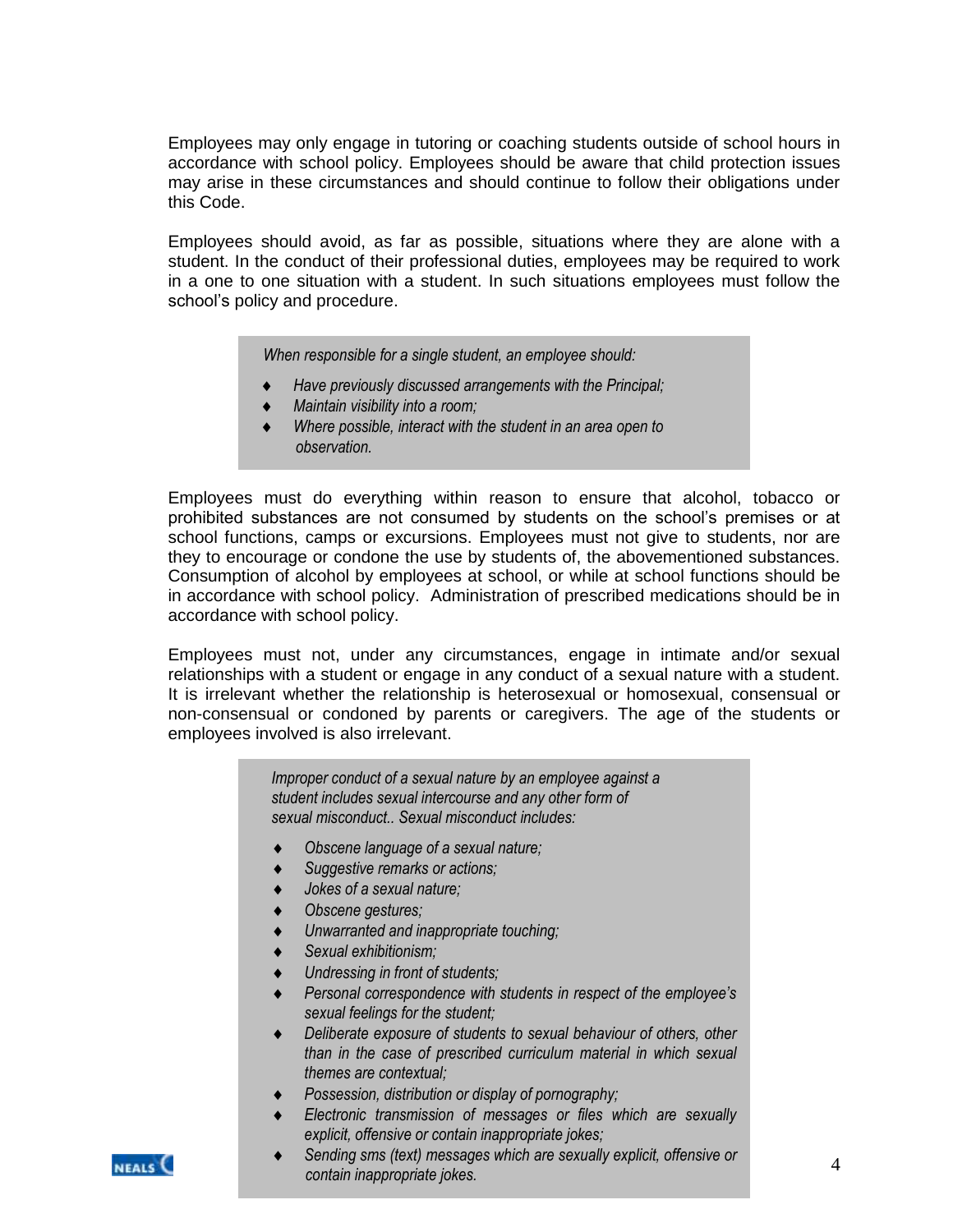Employees may only engage in tutoring or coaching students outside of school hours in accordance with school policy. Employees should be aware that child protection issues may arise in these circumstances and should continue to follow their obligations under this Code.

Employees should avoid, as far as possible, situations where they are alone with a student. In the conduct of their professional duties, employees may be required to work in a one to one situation with a student. In such situations employees must follow the school's policy and procedure.

> *When responsible for a single student, an employee should:*
>
> - *Have previously discussed arrangements with the Principal;*
> - *Maintain visibility into a room;*
> - *Where possible, interact with the student in an area open to observation.*

Employees must do everything within reason to ensure that alcohol, tobacco or prohibited substances are not consumed by students on the school's premises or at school functions, camps or excursions. Employees must not give to students, nor are they to encourage or condone the use by students of, the abovementioned substances. Consumption of alcohol by employees at school, or while at school functions should be in accordance with school policy. Administration of prescribed medications should be in accordance with school policy.

Employees must not, under any circumstances, engage in intimate and/or sexual relationships with a student or engage in any conduct of a sexual nature with a student. It is irrelevant whether the relationship is heterosexual or homosexual, consensual or non-consensual or condoned by parents or caregivers. The age of the students or employees involved is also irrelevant.

> *Improper conduct of a sexual nature by an employee against a student includes sexual intercourse and any other form of sexual misconduct.. Sexual misconduct includes:*
>
> - *Obscene language of a sexual nature;*
> - *Suggestive remarks or actions;*
> - *Jokes of a sexual nature;*
> - *Obscene gestures;*
> - *Unwarranted and inappropriate touching;*
> - *Sexual exhibitionism;*
> - *Undressing in front of students;*
> - *Personal correspondence with students in respect of the employee's sexual feelings for the student;*
> - *Deliberate exposure of students to sexual behaviour of others, other than in the case of prescribed curriculum material in which sexual themes are contextual;*
> - *Possession, distribution or display of pornography;*
> - *Electronic transmission of messages or files which are sexually explicit, offensive or contain inappropriate jokes;*
> - *Sending sms (text) messages which are sexually explicit, offensive or contain inappropriate jokes.*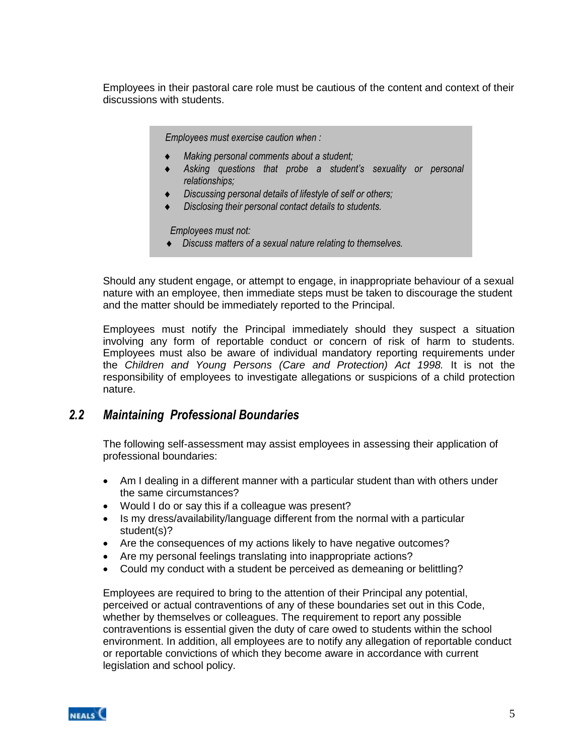Employees in their pastoral care role must be cautious of the content and context of their discussions with students.

> *Employees must exercise caution when :*
>
> - *Making personal comments about a student;*
> - *Asking questions that probe a student's sexuality or personal relationships;*
> - *Discussing personal details of lifestyle of self or others;*
> - *Disclosing their personal contact details to students.*
>
> *Employees must not:*
>
> - *Discuss matters of a sexual nature relating to themselves.*

Should any student engage, or attempt to engage, in inappropriate behaviour of a sexual nature with an employee, then immediate steps must be taken to discourage the student and the matter should be immediately reported to the Principal.

Employees must notify the Principal immediately should they suspect a situation involving any form of reportable conduct or concern of risk of harm to students. Employees must also be aware of individual mandatory reporting requirements under the *Children and Young Persons (Care and Protection) Act 1998.* It is not the responsibility of employees to investigate allegations or suspicions of a child protection nature.

## *2.2 Maintaining Professional Boundaries*

The following self-assessment may assist employees in assessing their application of professional boundaries:

- Am I dealing in a different manner with a particular student than with others under the same circumstances?
- Would I do or say this if a colleague was present?
- Is my dress/availability/language different from the normal with a particular student(s)?
- Are the consequences of my actions likely to have negative outcomes?
- Are my personal feelings translating into inappropriate actions?
- Could my conduct with a student be perceived as demeaning or belittling?

Employees are required to bring to the attention of their Principal any potential, perceived or actual contraventions of any of these boundaries set out in this Code, whether by themselves or colleagues. The requirement to report any possible contraventions is essential given the duty of care owed to students within the school environment. In addition, all employees are to notify any allegation of reportable conduct or reportable convictions of which they become aware in accordance with current legislation and school policy.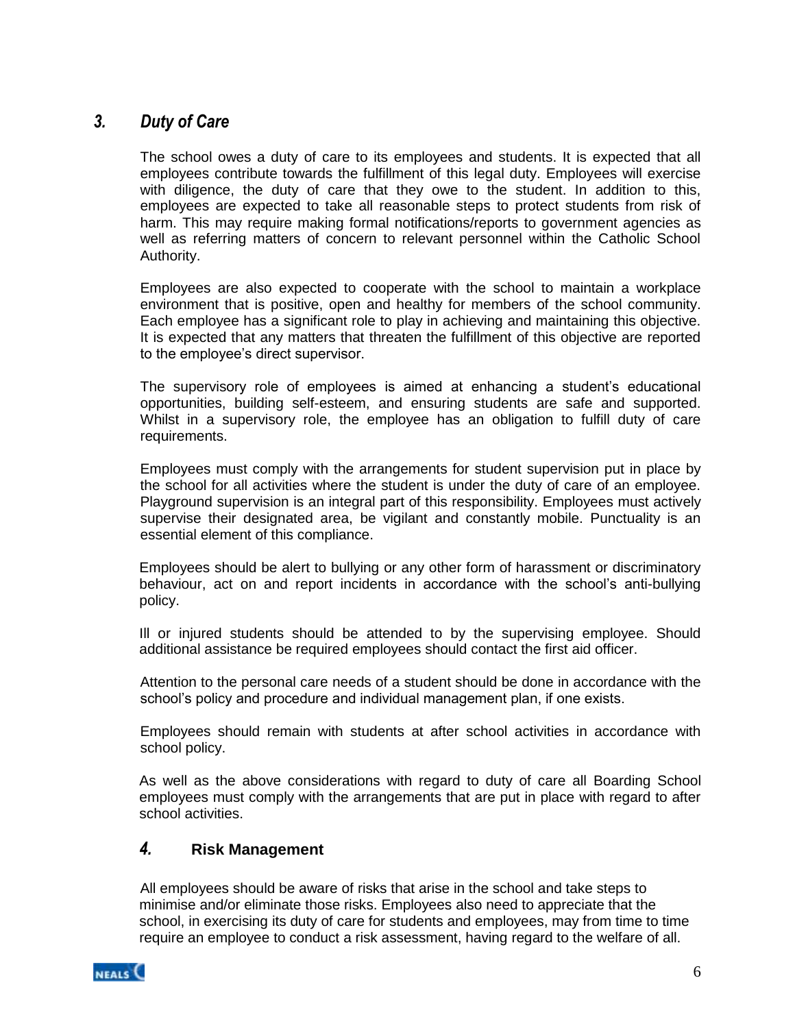## *3. Duty of Care*

The school owes a duty of care to its employees and students. It is expected that all employees contribute towards the fulfillment of this legal duty. Employees will exercise with diligence, the duty of care that they owe to the student. In addition to this, employees are expected to take all reasonable steps to protect students from risk of harm. This may require making formal notifications/reports to government agencies as well as referring matters of concern to relevant personnel within the Catholic School Authority.

Employees are also expected to cooperate with the school to maintain a workplace environment that is positive, open and healthy for members of the school community. Each employee has a significant role to play in achieving and maintaining this objective. It is expected that any matters that threaten the fulfillment of this objective are reported to the employee's direct supervisor.

The supervisory role of employees is aimed at enhancing a student's educational opportunities, building self-esteem, and ensuring students are safe and supported. Whilst in a supervisory role, the employee has an obligation to fulfill duty of care requirements.

Employees must comply with the arrangements for student supervision put in place by the school for all activities where the student is under the duty of care of an employee. Playground supervision is an integral part of this responsibility. Employees must actively supervise their designated area, be vigilant and constantly mobile. Punctuality is an essential element of this compliance.

Employees should be alert to bullying or any other form of harassment or discriminatory behaviour, act on and report incidents in accordance with the school's anti-bullying policy.

Ill or injured students should be attended to by the supervising employee. Should additional assistance be required employees should contact the first aid officer.

Attention to the personal care needs of a student should be done in accordance with the school's policy and procedure and individual management plan, if one exists.

Employees should remain with students at after school activities in accordance with school policy.

As well as the above considerations with regard to duty of care all Boarding School employees must comply with the arrangements that are put in place with regard to after school activities.

## *4.* **Risk Management**

All employees should be aware of risks that arise in the school and take steps to minimise and/or eliminate those risks. Employees also need to appreciate that the school, in exercising its duty of care for students and employees, may from time to time require an employee to conduct a risk assessment, having regard to the welfare of all.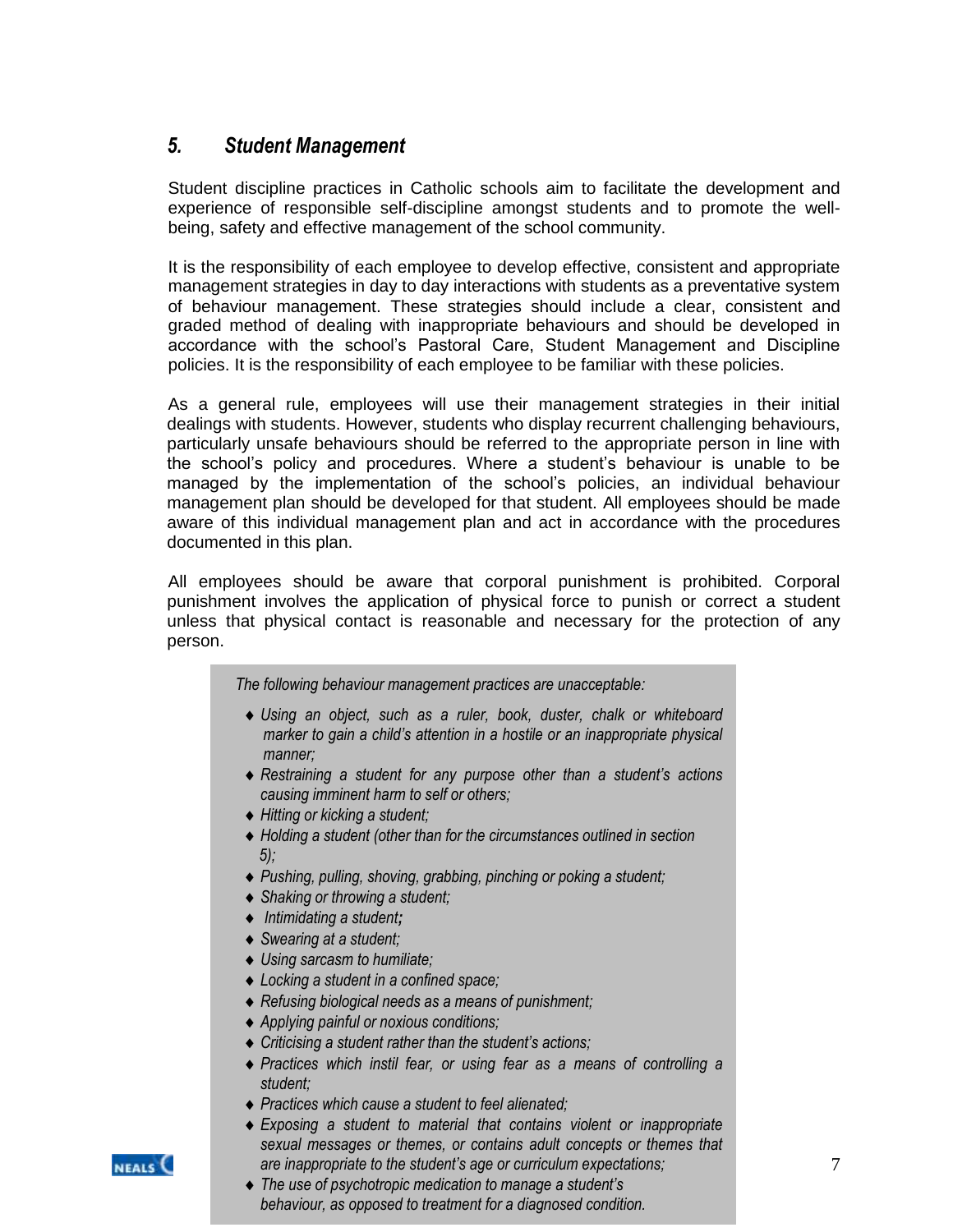## *5. Student Management*

Student discipline practices in Catholic schools aim to facilitate the development and experience of responsible self-discipline amongst students and to promote the well-being, safety and effective management of the school community.

It is the responsibility of each employee to develop effective, consistent and appropriate management strategies in day to day interactions with students as a preventative system of behaviour management. These strategies should include a clear, consistent and graded method of dealing with inappropriate behaviours and should be developed in accordance with the school's Pastoral Care, Student Management and Discipline policies. It is the responsibility of each employee to be familiar with these policies.

As a general rule, employees will use their management strategies in their initial dealings with students. However, students who display recurrent challenging behaviours, particularly unsafe behaviours should be referred to the appropriate person in line with the school's policy and procedures. Where a student's behaviour is unable to be managed by the implementation of the school's policies, an individual behaviour management plan should be developed for that student. All employees should be made aware of this individual management plan and act in accordance with the procedures documented in this plan.

All employees should be aware that corporal punishment is prohibited. Corporal punishment involves the application of physical force to punish or correct a student unless that physical contact is reasonable and necessary for the protection of any person.

*The following behaviour management practices are unacceptable:*

- *Using an object, such as a ruler, book, duster, chalk or whiteboard marker to gain a child's attention in a hostile or an inappropriate physical manner;*
- *Restraining a student for any purpose other than a student's actions causing imminent harm to self or others;*
- *Hitting or kicking a student;*
- *Holding a student (other than for the circumstances outlined in section 5);*
- *Pushing, pulling, shoving, grabbing, pinching or poking a student;*
- *Shaking or throwing a student;*
- *Intimidating a student;*
- *Swearing at a student;*
- *Using sarcasm to humiliate;*
- *Locking a student in a confined space;*
- *Refusing biological needs as a means of punishment;*
- *Applying painful or noxious conditions;*
- *Criticising a student rather than the student's actions;*
- *Practices which instil fear, or using fear as a means of controlling a student;*
- *Practices which cause a student to feel alienated;*
- *Exposing a student to material that contains violent or inappropriate sexual messages or themes, or contains adult concepts or themes that are inappropriate to the student's age or curriculum expectations;*
- *The use of psychotropic medication to manage a student's behaviour, as opposed to treatment for a diagnosed condition.*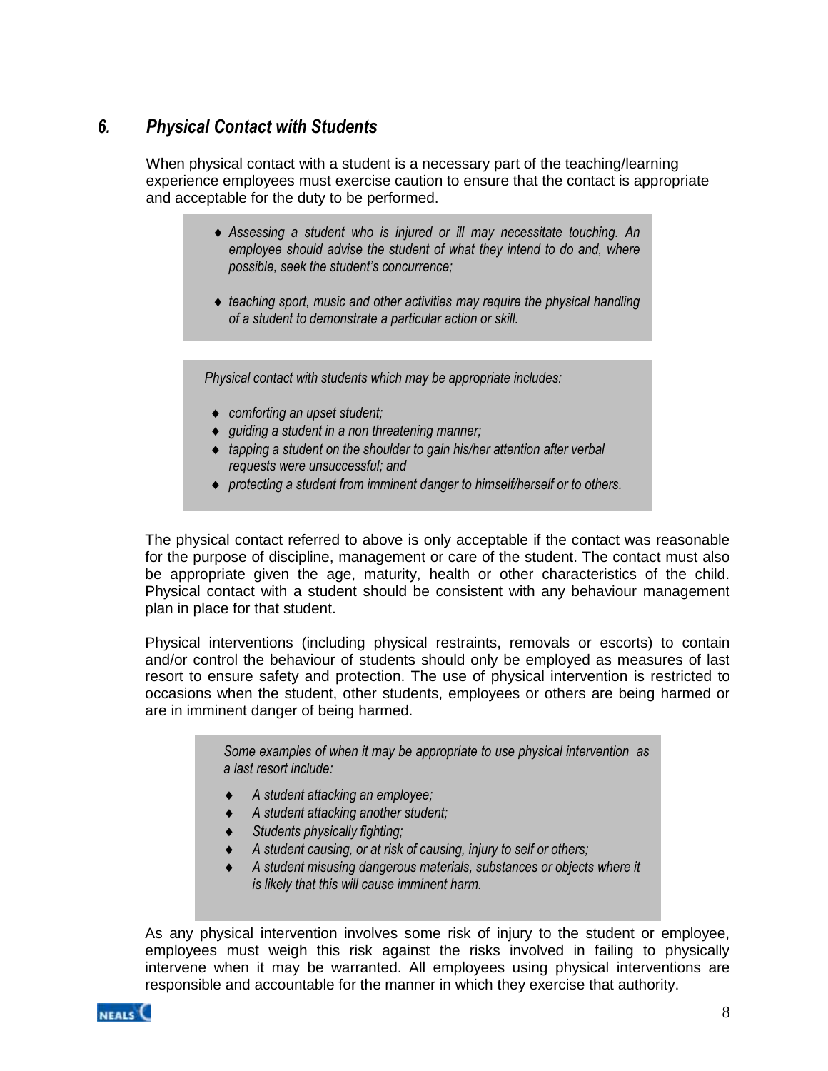## *6. Physical Contact with Students*

When physical contact with a student is a necessary part of the teaching/learning experience employees must exercise caution to ensure that the contact is appropriate and acceptable for the duty to be performed.

- *Assessing a student who is injured or ill may necessitate touching. An employee should advise the student of what they intend to do and, where possible, seek the student's concurrence;*
- *teaching sport, music and other activities may require the physical handling of a student to demonstrate a particular action or skill.*

*Physical contact with students which may be appropriate includes:*

- *comforting an upset student;*
- *guiding a student in a non threatening manner;*
- *tapping a student on the shoulder to gain his/her attention after verbal requests were unsuccessful; and*
- *protecting a student from imminent danger to himself/herself or to others.*

The physical contact referred to above is only acceptable if the contact was reasonable for the purpose of discipline, management or care of the student. The contact must also be appropriate given the age, maturity, health or other characteristics of the child. Physical contact with a student should be consistent with any behaviour management plan in place for that student.

Physical interventions (including physical restraints, removals or escorts) to contain and/or control the behaviour of students should only be employed as measures of last resort to ensure safety and protection. The use of physical intervention is restricted to occasions when the student, other students, employees or others are being harmed or are in imminent danger of being harmed.

*Some examples of when it may be appropriate to use physical intervention as a last resort include:*

- *A student attacking an employee;*
- *A student attacking another student;*
- *Students physically fighting;*
- *A student causing, or at risk of causing, injury to self or others;*
- *A student misusing dangerous materials, substances or objects where it is likely that this will cause imminent harm.*

As any physical intervention involves some risk of injury to the student or employee, employees must weigh this risk against the risks involved in failing to physically intervene when it may be warranted. All employees using physical interventions are responsible and accountable for the manner in which they exercise that authority.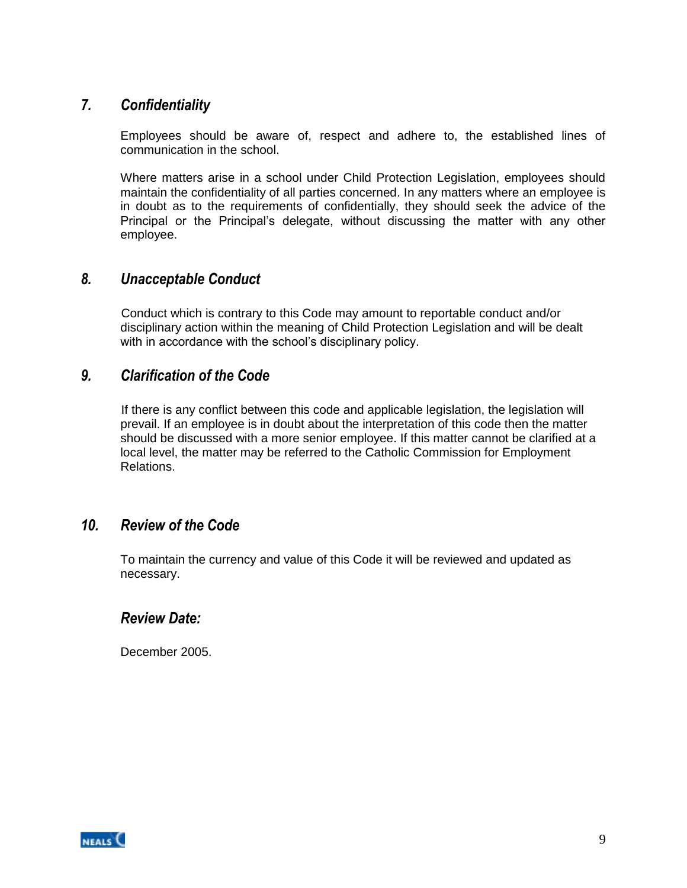## *7. Confidentiality*

Employees should be aware of, respect and adhere to, the established lines of communication in the school.

Where matters arise in a school under Child Protection Legislation, employees should maintain the confidentiality of all parties concerned. In any matters where an employee is in doubt as to the requirements of confidentially, they should seek the advice of the Principal or the Principal's delegate, without discussing the matter with any other employee.

## *8. Unacceptable Conduct*

Conduct which is contrary to this Code may amount to reportable conduct and/or disciplinary action within the meaning of Child Protection Legislation and will be dealt with in accordance with the school's disciplinary policy.

## *9. Clarification of the Code*

If there is any conflict between this code and applicable legislation, the legislation will prevail. If an employee is in doubt about the interpretation of this code then the matter should be discussed with a more senior employee. If this matter cannot be clarified at a local level, the matter may be referred to the Catholic Commission for Employment Relations.

## *10. Review of the Code*

To maintain the currency and value of this Code it will be reviewed and updated as necessary.

### *Review Date:*

December 2005.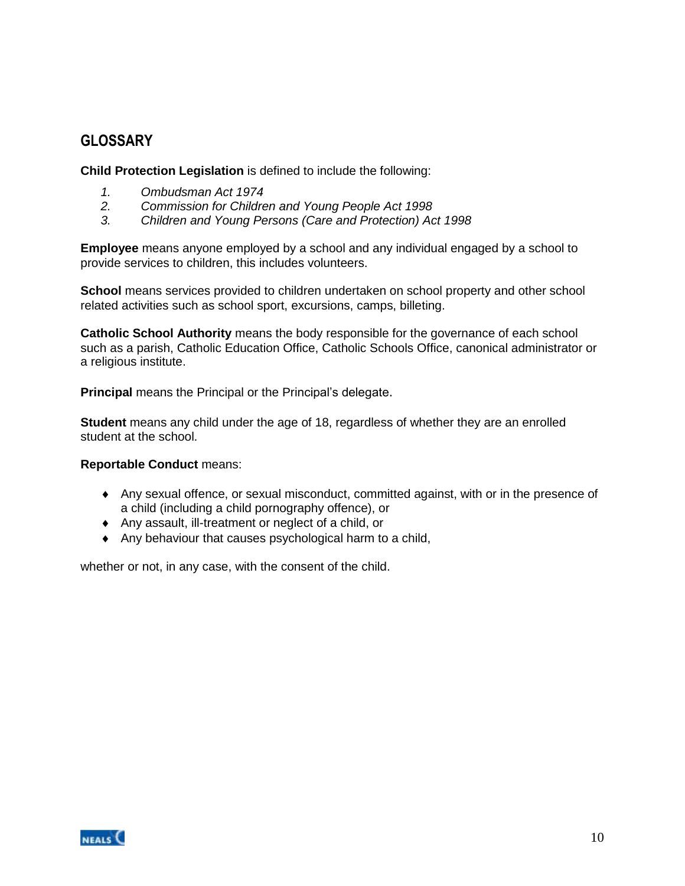## GLOSSARY

**Child Protection Legislation** is defined to include the following:

1. *Ombudsman Act 1974*
2. *Commission for Children and Young People Act 1998*
3. *Children and Young Persons (Care and Protection) Act 1998*

**Employee** means anyone employed by a school and any individual engaged by a school to provide services to children, this includes volunteers.

**School** means services provided to children undertaken on school property and other school related activities such as school sport, excursions, camps, billeting.

**Catholic School Authority** means the body responsible for the governance of each school such as a parish, Catholic Education Office, Catholic Schools Office, canonical administrator or a religious institute.

**Principal** means the Principal or the Principal's delegate.

**Student** means any child under the age of 18, regardless of whether they are an enrolled student at the school.

**Reportable Conduct** means:

- Any sexual offence, or sexual misconduct, committed against, with or in the presence of a child (including a child pornography offence), or
- Any assault, ill-treatment or neglect of a child, or
- Any behaviour that causes psychological harm to a child,

whether or not, in any case, with the consent of the child.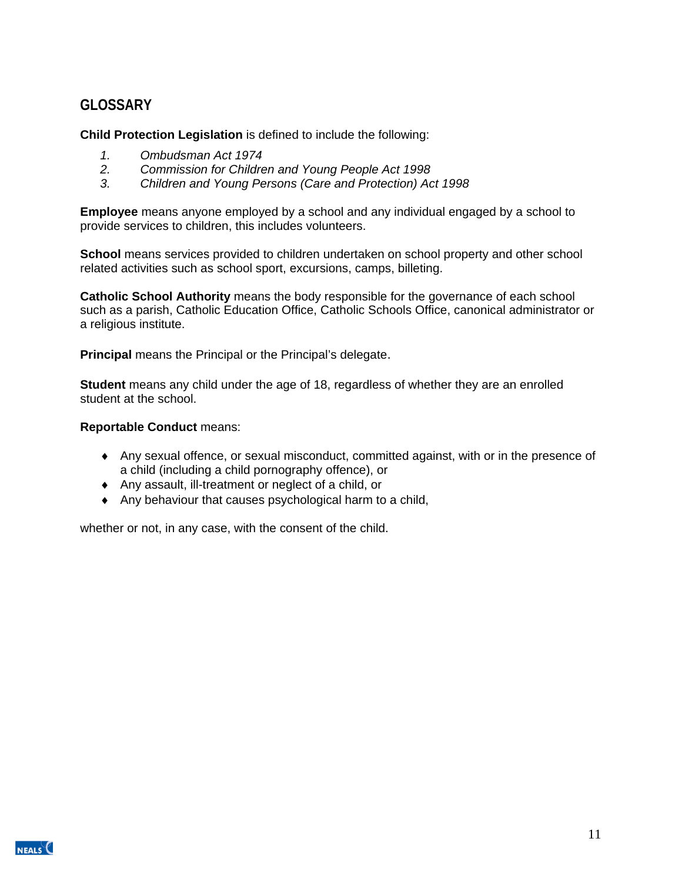## GLOSSARY

**Child Protection Legislation** is defined to include the following:

1. *Ombudsman Act 1974*
2. *Commission for Children and Young People Act 1998*
3. *Children and Young Persons (Care and Protection) Act 1998*

**Employee** means anyone employed by a school and any individual engaged by a school to provide services to children, this includes volunteers.

**School** means services provided to children undertaken on school property and other school related activities such as school sport, excursions, camps, billeting.

**Catholic School Authority** means the body responsible for the governance of each school such as a parish, Catholic Education Office, Catholic Schools Office, canonical administrator or a religious institute.

**Principal** means the Principal or the Principal's delegate.

**Student** means any child under the age of 18, regardless of whether they are an enrolled student at the school.

**Reportable Conduct** means:

- Any sexual offence, or sexual misconduct, committed against, with or in the presence of a child (including a child pornography offence), or
- Any assault, ill-treatment or neglect of a child, or
- Any behaviour that causes psychological harm to a child,

whether or not, in any case, with the consent of the child.